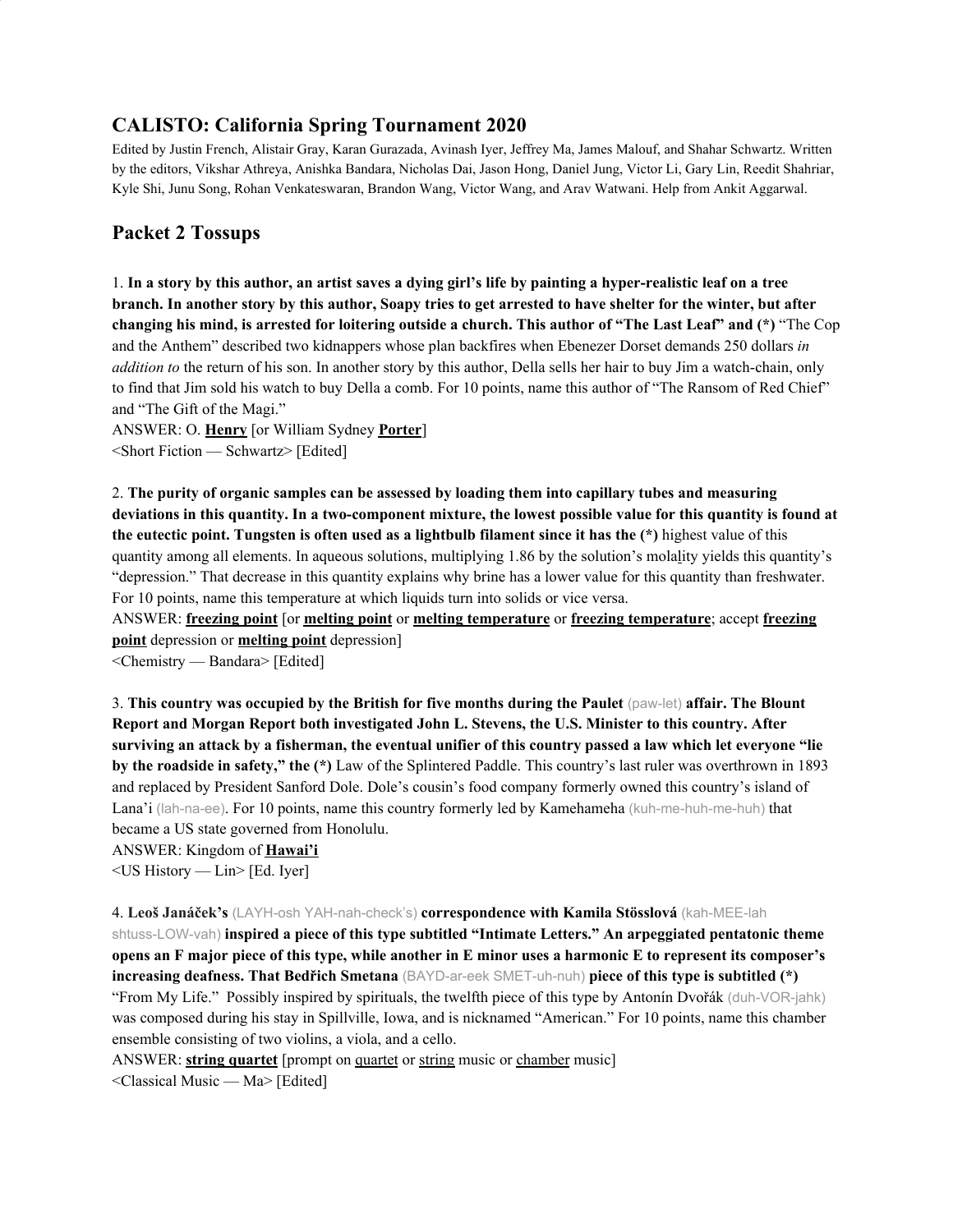## CALISTO: California Spring Tournament 2020

Edited by Justin French, Alistair Gray, Karan Gurazada, Avinash Iyer, Jeffrey Ma, James Malouf, and Shahar Schwartz. Written by the editors, Vikshar Athreya, Anishka Bandara, Nicholas Dai, Jason Hong, Daniel Jung, Victor Li, Gary Lin, Reedit Shahriar, Kyle Shi, Junu Song, Rohan Venkateswaran, Brandon Wang, Victor Wang, and Arav Watwani. Help from Ankit Aggarwal.

## Packet 2 Tossups

1. **In a story by this author, an artist saves a dying girl's life by painting a hyper-realistic leaf on a tree branch. In another story by this author, Soapy tries to get arrested to have shelter for the winter, but after changing his mind, is arrested for loitering outside a church. This author of "The Last Leaf" and (*)** "The Cop and the Anthem" described two kidnappers whose plan backfires when Ebenezer Dorset demands 250 dollars *in addition to* the return of his son. In another story by this author, Della sells her hair to buy Jim a watch-chain, only to find that Jim sold his watch to buy Della a comb. For 10 points, name this author of "The Ransom of Red Chief" and "The Gift of the Magi."
ANSWER: O. **Henry** [or William Sydney **Porter**]
<Short Fiction — Schwartz> [Edited]

2. **The purity of organic samples can be assessed by loading them into capillary tubes and measuring deviations in this quantity. In a two-component mixture, the lowest possible value for this quantity is found at the eutectic point. Tungsten is often used as a lightbulb filament since it has the (*)** highest value of this quantity among all elements. In aqueous solutions, multiplying 1.86 by the solution's mola<u>l</u>ity yields this quantity's "depression." That decrease in this quantity explains why brine has a lower value for this quantity than freshwater. For 10 points, name this temperature at which liquids turn into solids or vice versa.
ANSWER: **freezing point** [or **melting point** or **melting temperature** or **freezing temperature**; accept **freezing point** depression or **melting point** depression]
<Chemistry — Bandara> [Edited]

3. **This country was occupied by the British for five months during the Paulet** (paw-let) **affair. The Blount Report and Morgan Report both investigated John L. Stevens, the U.S. Minister to this country. After surviving an attack by a fisherman, the eventual unifier of this country passed a law which let everyone "lie by the roadside in safety," the (*)** Law of the Splintered Paddle. This country's last ruler was overthrown in 1893 and replaced by President Sanford Dole. Dole's cousin's food company formerly owned this country's island of Lana'i (lah-na-ee). For 10 points, name this country formerly led by Kamehameha (kuh-me-huh-me-huh) that became a US state governed from Honolulu.
ANSWER: Kingdom of **Hawai'i**
<US History — Lin> [Ed. Iyer]

4. **Leoš Janáček's** (LAYH-osh YAH-nah-check's) **correspondence with Kamila Stösslová** (kah-MEE-lah shtuss-LOW-vah) **inspired a piece of this type subtitled "Intimate Letters." An arpeggiated pentatonic theme opens an F major piece of this type, while another in E minor uses a harmonic E to represent its composer's increasing deafness. That Bedřich Smetana** (BAYD-ar-eek SMET-uh-nuh) **piece of this type is subtitled (*)** "From My Life." Possibly inspired by spirituals, the twelfth piece of this type by Antonín Dvořák (duh-VOR-jahk) was composed during his stay in Spillville, Iowa, and is nicknamed "American." For 10 points, name this chamber ensemble consisting of two violins, a viola, and a cello.
ANSWER: **string quartet** [prompt on <u>quartet</u> or <u>string</u> music or <u>chamber</u> music]
<Classical Music — Ma> [Edited]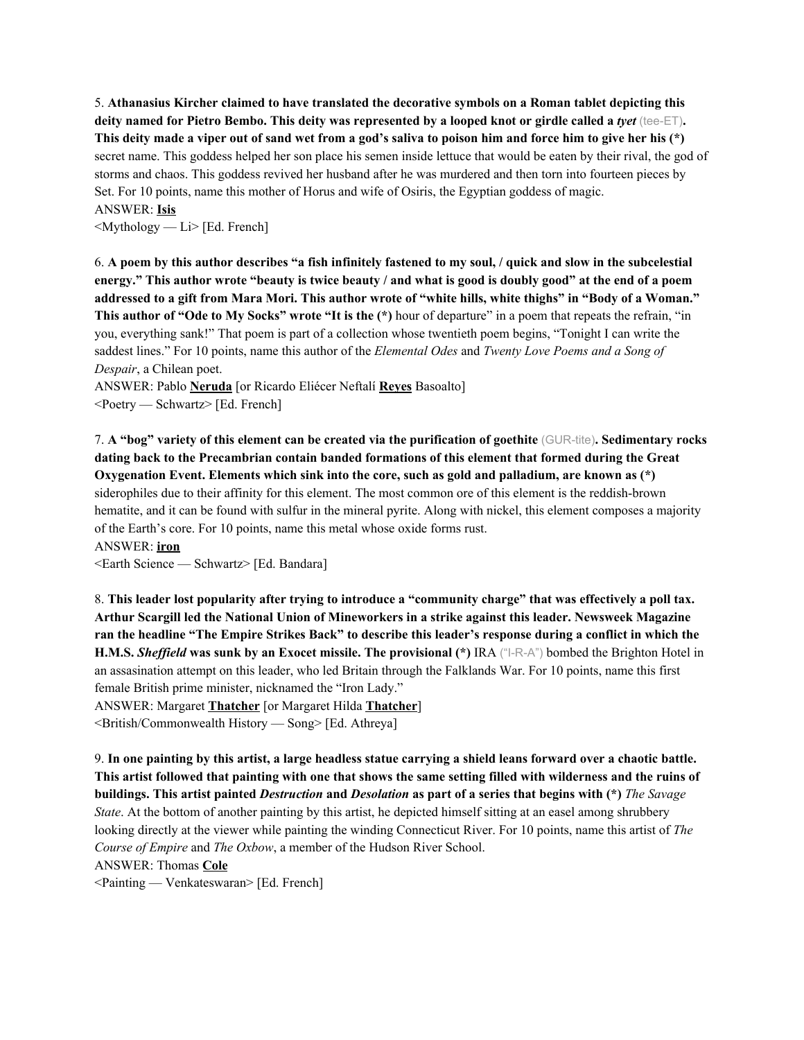5. **Athanasius Kircher claimed to have translated the decorative symbols on a Roman tablet depicting this deity named for Pietro Bembo. This deity was represented by a looped knot or girdle called a *tyet*** (tee-ET)**. This deity made a viper out of sand wet from a god's saliva to poison him and force him to give her his (*)** secret name. This goddess helped her son place his semen inside lettuce that would be eaten by their rival, the god of storms and chaos. This goddess revived her husband after he was murdered and then torn into fourteen pieces by Set. For 10 points, name this mother of Horus and wife of Osiris, the Egyptian goddess of magic.
ANSWER: **Isis**
<Mythology — Li> [Ed. French]

6. **A poem by this author describes "a fish infinitely fastened to my soul, / quick and slow in the subcelestial energy." This author wrote "beauty is twice beauty / and what is good is doubly good" at the end of a poem addressed to a gift from Mara Mori. This author wrote of "white hills, white thighs" in "Body of a Woman." This author of "Ode to My Socks" wrote "It is the (*)** hour of departure" in a poem that repeats the refrain, "in you, everything sank!" That poem is part of a collection whose twentieth poem begins, "Tonight I can write the saddest lines." For 10 points, name this author of the *Elemental Odes* and *Twenty Love Poems and a Song of Despair*, a Chilean poet.
ANSWER: Pablo **Neruda** [or Ricardo Eliécer Neftalí **Reyes** Basoalto]
<Poetry — Schwartz> [Ed. French]

7. **A "bog" variety of this element can be created via the purification of goethite** (GUR-tite)**. Sedimentary rocks dating back to the Precambrian contain banded formations of this element that formed during the Great Oxygenation Event. Elements which sink into the core, such as gold and palladium, are known as (*)** siderophiles due to their affinity for this element. The most common ore of this element is the reddish-brown hematite, and it can be found with sulfur in the mineral pyrite. Along with nickel, this element composes a majority of the Earth's core. For 10 points, name this metal whose oxide forms rust.
ANSWER: **iron**
<Earth Science — Schwartz> [Ed. Bandara]

8. **This leader lost popularity after trying to introduce a "community charge" that was effectively a poll tax. Arthur Scargill led the National Union of Mineworkers in a strike against this leader. Newsweek Magazine ran the headline "The Empire Strikes Back" to describe this leader's response during a conflict in which the H.M.S. *Sheffield* was sunk by an Exocet missile. The provisional (*)** IRA ("I-R-A") bombed the Brighton Hotel in an assasination attempt on this leader, who led Britain through the Falklands War. For 10 points, name this first female British prime minister, nicknamed the "Iron Lady."
ANSWER: Margaret **Thatcher** [or Margaret Hilda **Thatcher**]
<British/Commonwealth History — Song> [Ed. Athreya]

9. **In one painting by this artist, a large headless statue carrying a shield leans forward over a chaotic battle. This artist followed that painting with one that shows the same setting filled with wilderness and the ruins of buildings. This artist painted *Destruction* and *Desolation* as part of a series that begins with (*)** *The Savage State*. At the bottom of another painting by this artist, he depicted himself sitting at an easel among shrubbery looking directly at the viewer while painting the winding Connecticut River. For 10 points, name this artist of *The Course of Empire* and *The Oxbow*, a member of the Hudson River School.
ANSWER: Thomas **Cole**
<Painting — Venkateswaran> [Ed. French]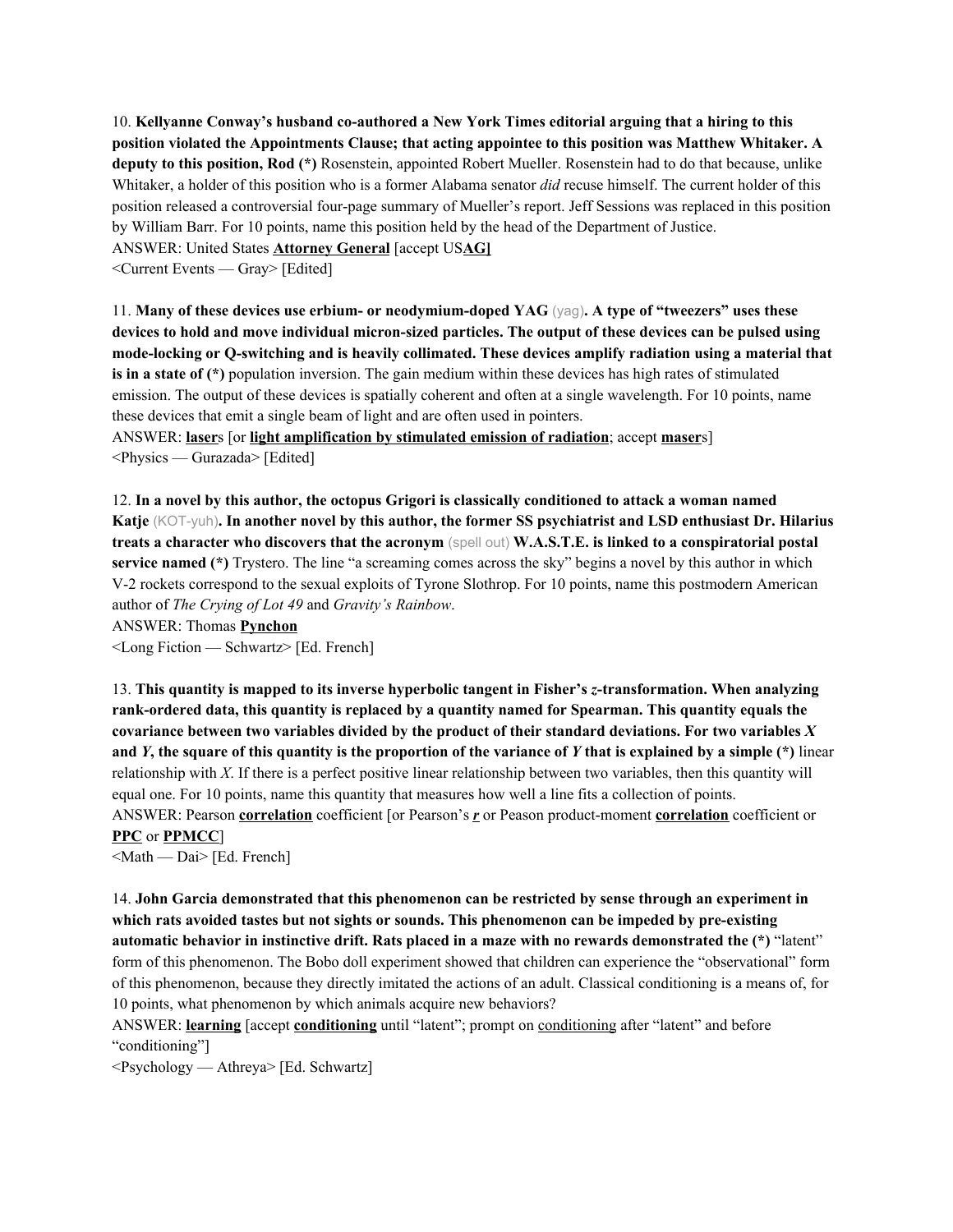10. **Kellyanne Conway's husband co-authored a New York Times editorial arguing that a hiring to this position violated the Appointments Clause; that acting appointee to this position was Matthew Whitaker. A deputy to this position, Rod (*)** Rosenstein, appointed Robert Mueller. Rosenstein had to do that because, unlike Whitaker, a holder of this position who is a former Alabama senator *did* recuse himself. The current holder of this position released a controversial four-page summary of Mueller's report. Jeff Sessions was replaced in this position by William Barr. For 10 points, name this position held by the head of the Department of Justice.
ANSWER: United States **Attorney General** [accept US**AG**]
<Current Events — Gray> [Edited]

11. **Many of these devices use erbium- or neodymium-doped YAG** (yag)**. A type of "tweezers" uses these devices to hold and move individual micron-sized particles. The output of these devices can be pulsed using mode-locking or Q-switching and is heavily collimated. These devices amplify radiation using a material that is in a state of (*)** population inversion. The gain medium within these devices has high rates of stimulated emission. The output of these devices is spatially coherent and often at a single wavelength. For 10 points, name these devices that emit a single beam of light and are often used in pointers.
ANSWER: **laser**s [or **light amplification by stimulated emission of radiation**; accept **maser**s]
<Physics — Gurazada> [Edited]

12. **In a novel by this author, the octopus Grigori is classically conditioned to attack a woman named Katje** (KOT-yuh)**. In another novel by this author, the former SS psychiatrist and LSD enthusiast Dr. Hilarius treats a character who discovers that the acronym** (spell out) **W.A.S.T.E. is linked to a conspiratorial postal service named (*)** Trystero. The line "a screaming comes across the sky" begins a novel by this author in which V-2 rockets correspond to the sexual exploits of Tyrone Slothrop. For 10 points, name this postmodern American author of *The Crying of Lot 49* and *Gravity's Rainbow*.
ANSWER: Thomas **Pynchon**
<Long Fiction — Schwartz> [Ed. French]

13. **This quantity is mapped to its inverse hyperbolic tangent in Fisher's *z*-transformation. When analyzing rank-ordered data, this quantity is replaced by a quantity named for Spearman. This quantity equals the covariance between two variables divided by the product of their standard deviations. For two variables $X$ and $Y$, the square of this quantity is the proportion of the variance of $Y$ that is explained by a simple (*)** linear relationship with $X$. If there is a perfect positive linear relationship between two variables, then this quantity will equal one. For 10 points, name this quantity that measures how well a line fits a collection of points.
ANSWER: Pearson **correlation** coefficient [or Pearson's ***r*** or Peason product-moment **correlation** coefficient or **PPC** or **PPMCC**]
<Math — Dai> [Ed. French]

14. **John Garcia demonstrated that this phenomenon can be restricted by sense through an experiment in which rats avoided tastes but not sights or sounds. This phenomenon can be impeded by pre-existing automatic behavior in instinctive drift. Rats placed in a maze with no rewards demonstrated the (*)** "latent" form of this phenomenon. The Bobo doll experiment showed that children can experience the "observational" form of this phenomenon, because they directly imitated the actions of an adult. Classical conditioning is a means of, for 10 points, what phenomenon by which animals acquire new behaviors?
ANSWER: **learning** [accept **conditioning** until "latent"; prompt on conditioning after "latent" and before "conditioning"]
<Psychology — Athreya> [Ed. Schwartz]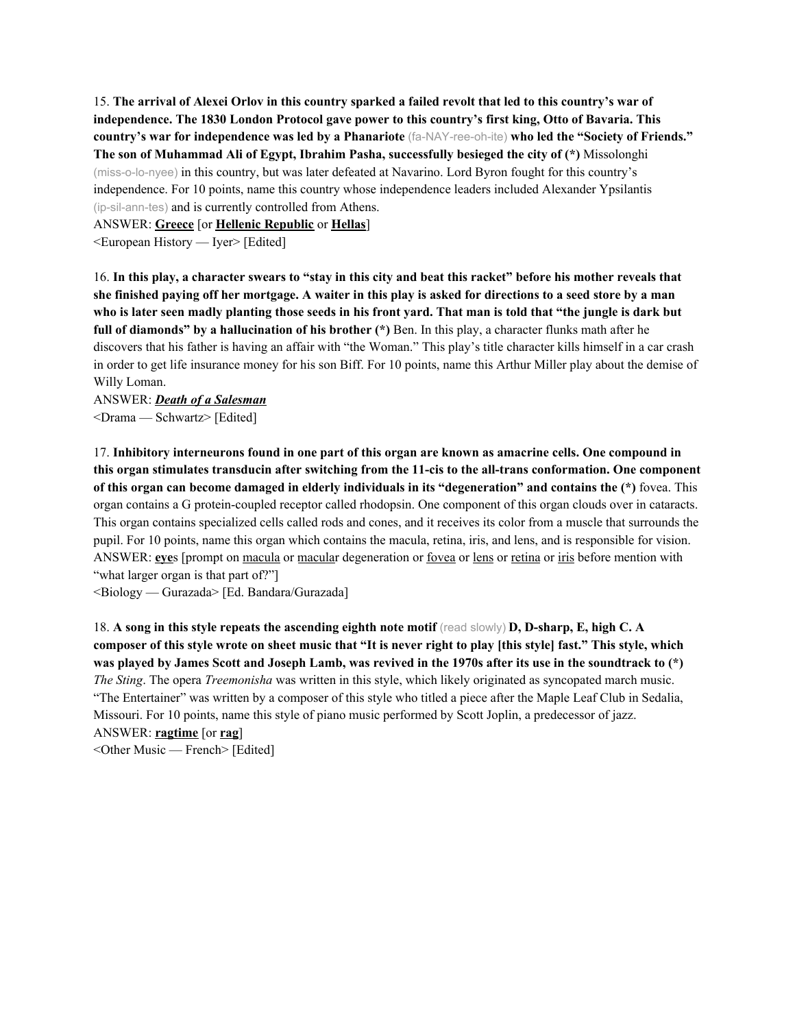15. **The arrival of Alexei Orlov in this country sparked a failed revolt that led to this country's war of independence. The 1830 London Protocol gave power to this country's first king, Otto of Bavaria. This country's war for independence was led by a Phanariote** (fa-NAY-ree-oh-ite) **who led the "Society of Friends." The son of Muhammad Ali of Egypt, Ibrahim Pasha, successfully besieged the city of (*)** Missolonghi (miss-o-lo-nyee) in this country, but was later defeated at Navarino. Lord Byron fought for this country's independence. For 10 points, name this country whose independence leaders included Alexander Ypsilantis (ip-sil-ann-tes) and is currently controlled from Athens.

ANSWER: **<u>Greece</u>** [or **<u>Hellenic Republic</u>** or **<u>Hellas</u>**]

<European History — Iyer> [Edited]

16. **In this play, a character swears to "stay in this city and beat this racket" before his mother reveals that she finished paying off her mortgage. A waiter in this play is asked for directions to a seed store by a man who is later seen madly planting those seeds in his front yard. That man is told that "the jungle is dark but full of diamonds" by a hallucination of his brother (*)** Ben. In this play, a character flunks math after he discovers that his father is having an affair with "the Woman." This play's title character kills himself in a car crash in order to get life insurance money for his son Biff. For 10 points, name this Arthur Miller play about the demise of Willy Loman.

ANSWER: ***<u>Death of a Salesman</u>***

<Drama — Schwartz> [Edited]

17. **Inhibitory interneurons found in one part of this organ are known as amacrine cells. One compound in this organ stimulates transducin after switching from the 11-cis to the all-trans conformation. One component of this organ can become damaged in elderly individuals in its "degeneration" and contains the (*)** fovea. This organ contains a G protein-coupled receptor called rhodopsin. One component of this organ clouds over in cataracts. This organ contains specialized cells called rods and cones, and it receives its color from a muscle that surrounds the pupil. For 10 points, name this organ which contains the macula, retina, iris, and lens, and is responsible for vision.

ANSWER: **<u>eye</u>**s [prompt on <u>macula</u> or <u>macula</u>r degeneration or <u>fovea</u> or <u>lens</u> or <u>retina</u> or <u>iris</u> before mention with "what larger organ is that part of?"]

<Biology — Gurazada> [Ed. Bandara/Gurazada]

18. **A song in this style repeats the ascending eighth note motif** (read slowly) **D, D-sharp, E, high C. A composer of this style wrote on sheet music that "It is never right to play [this style] fast." This style, which was played by James Scott and Joseph Lamb, was revived in the 1970s after its use in the soundtrack to (*)** *The Sting*. The opera *Treemonisha* was written in this style, which likely originated as syncopated march music. "The Entertainer" was written by a composer of this style who titled a piece after the Maple Leaf Club in Sedalia, Missouri. For 10 points, name this style of piano music performed by Scott Joplin, a predecessor of jazz.

ANSWER: **<u>ragtime</u>** [or **<u>rag</u>**]

<Other Music — French> [Edited]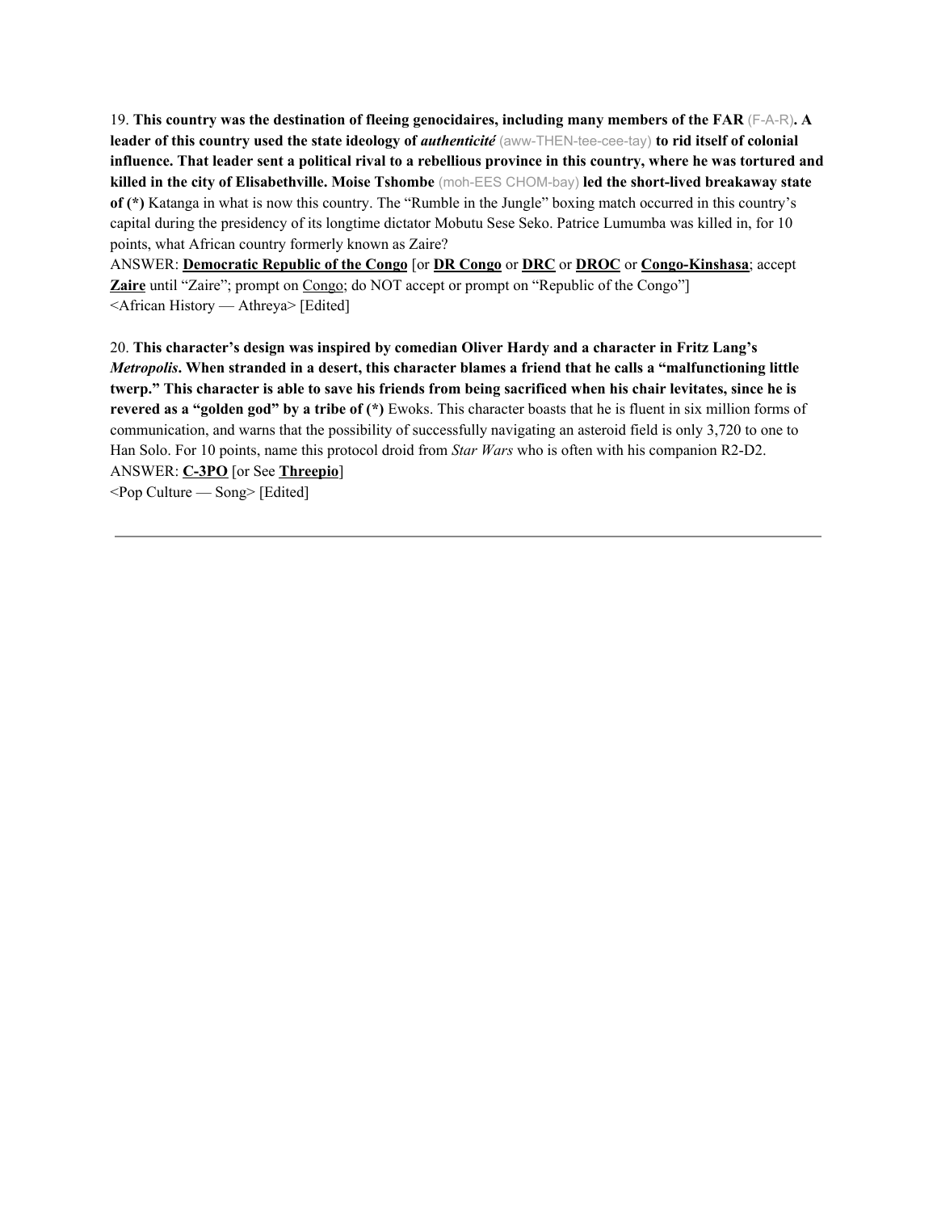19. **This country was the destination of fleeing genocidaires, including many members of the FAR** (F-A-R)**. A leader of this country used the state ideology of *authenticité*** (aww-THEN-tee-cee-tay) **to rid itself of colonial influence. That leader sent a political rival to a rebellious province in this country, where he was tortured and killed in the city of Elisabethville. Moise Tshombe** (moh-EES CHOM-bay) **led the short-lived breakaway state of (*)** Katanga in what is now this country. The "Rumble in the Jungle" boxing match occurred in this country's capital during the presidency of its longtime dictator Mobutu Sese Seko. Patrice Lumumba was killed in, for 10 points, what African country formerly known as Zaire?

ANSWER: **Democratic Republic of the Congo** [or **DR Congo** or **DRC** or **DROC** or **Congo-Kinshasa**; accept **Zaire** until "Zaire"; prompt on Congo; do NOT accept or prompt on "Republic of the Congo"]

<African History — Athreya> [Edited]

20. **This character's design was inspired by comedian Oliver Hardy and a character in Fritz Lang's *Metropolis*. When stranded in a desert, this character blames a friend that he calls a "malfunctioning little twerp." This character is able to save his friends from being sacrificed when his chair levitates, since he is revered as a "golden god" by a tribe of (*)** Ewoks. This character boasts that he is fluent in six million forms of communication, and warns that the possibility of successfully navigating an asteroid field is only 3,720 to one to Han Solo. For 10 points, name this protocol droid from *Star Wars* who is often with his companion R2-D2.

ANSWER: **C-3PO** [or See **Threepio**]

<Pop Culture — Song> [Edited]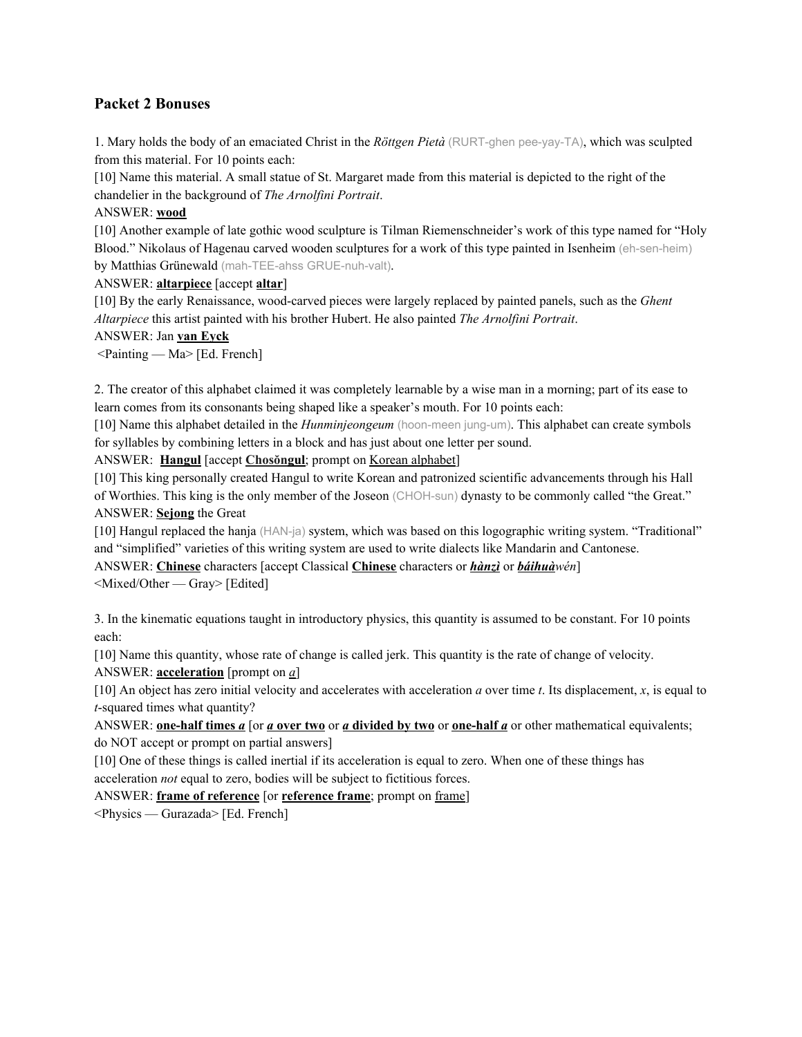## Packet 2 Bonuses

1. Mary holds the body of an emaciated Christ in the *Röttgen Pietà* (RURT-ghen pee-yay-TA), which was sculpted from this material. For 10 points each:

[10] Name this material. A small statue of St. Margaret made from this material is depicted to the right of the chandelier in the background of *The Arnolfini Portrait*.

ANSWER: **wood**

[10] Another example of late gothic wood sculpture is Tilman Riemenschneider's work of this type named for "Holy Blood." Nikolaus of Hagenau carved wooden sculptures for a work of this type painted in Isenheim (eh-sen-heim) by Matthias Grünewald (mah-TEE-ahss GRUE-nuh-valt).

ANSWER: **altarpiece** [accept **altar**]

[10] By the early Renaissance, wood-carved pieces were largely replaced by painted panels, such as the *Ghent Altarpiece* this artist painted with his brother Hubert. He also painted *The Arnolfini Portrait*.

ANSWER: Jan **van Eyck**

<Painting — Ma> [Ed. French]

2. The creator of this alphabet claimed it was completely learnable by a wise man in a morning; part of its ease to learn comes from its consonants being shaped like a speaker's mouth. For 10 points each:

[10] Name this alphabet detailed in the *Hunminjeongeum* (hoon-meen jung-um). This alphabet can create symbols for syllables by combining letters in a block and has just about one letter per sound.

ANSWER: **Hangul** [accept **Chosŏngul**; prompt on Korean alphabet]

[10] This king personally created Hangul to write Korean and patronized scientific advancements through his Hall of Worthies. This king is the only member of the Joseon (CHOH-sun) dynasty to be commonly called "the Great."

ANSWER: **Sejong** the Great

[10] Hangul replaced the hanja (HAN-ja) system, which was based on this logographic writing system. "Traditional" and "simplified" varieties of this writing system are used to write dialects like Mandarin and Cantonese.

ANSWER: **Chinese** characters [accept Classical **Chinese** characters or ***hànzì*** or ***báihuà****wén*]

<Mixed/Other — Gray> [Edited]

3. In the kinematic equations taught in introductory physics, this quantity is assumed to be constant. For 10 points each:

[10] Name this quantity, whose rate of change is called jerk. This quantity is the rate of change of velocity.

ANSWER: **acceleration** [prompt on *a*]

[10] An object has zero initial velocity and accelerates with acceleration *a* over time *t*. Its displacement, *x*, is equal to *t*-squared times what quantity?

ANSWER: **one-half times *a*** [or ***a* over two** or ***a* divided by two** or **one-half *a*** or other mathematical equivalents; do NOT accept or prompt on partial answers]

[10] One of these things is called inertial if its acceleration is equal to zero. When one of these things has acceleration *not* equal to zero, bodies will be subject to fictitious forces.

ANSWER: **frame of reference** [or **reference frame**; prompt on frame]

<Physics — Gurazada> [Ed. French]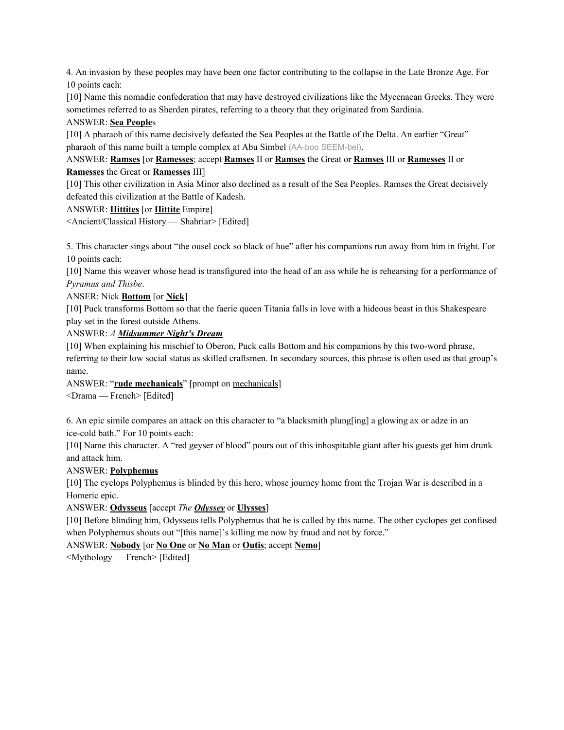4. An invasion by these peoples may have been one factor contributing to the collapse in the Late Bronze Age. For 10 points each:

[10] Name this nomadic confederation that may have destroyed civilizations like the Mycenaean Greeks. They were sometimes referred to as Sherden pirates, referring to a theory that they originated from Sardinia.

ANSWER: **Sea People**s

[10] A pharaoh of this name decisively defeated the Sea Peoples at the Battle of the Delta. An earlier "Great" pharaoh of this name built a temple complex at Abu Simbel (AA-boo SEEM-bel).

ANSWER: **Ramses** [or **Ramesses**; accept **Ramses** II or **Ramses** the Great or **Ramses** III or **Ramesses** II or **Ramesses** the Great or **Ramesses** III]

[10] This other civilization in Asia Minor also declined as a result of the Sea Peoples. Ramses the Great decisively defeated this civilization at the Battle of Kadesh.

ANSWER: **Hittites** [or **Hittite** Empire]

<Ancient/Classical History — Shahriar> [Edited]

5. This character sings about "the ousel cock so black of hue" after his companions run away from him in fright. For 10 points each:

[10] Name this weaver whose head is transfigured into the head of an ass while he is rehearsing for a performance of *Pyramus and Thisbe*.

ANSER: Nick **Bottom** [or **Nick**]

[10] Puck transforms Bottom so that the faerie queen Titania falls in love with a hideous beast in this Shakespeare play set in the forest outside Athens.

ANSWER: *A* ***Midsummer Night's Dream***

[10] When explaining his mischief to Oberon, Puck calls Bottom and his companions by this two-word phrase, referring to their low social status as skilled craftsmen. In secondary sources, this phrase is often used as that group's name.

ANSWER: "**rude mechanicals**" [prompt on mechanicals]

<Drama — French> [Edited]

6. An epic simile compares an attack on this character to "a blacksmith plung[ing] a glowing ax or adze in an ice-cold bath." For 10 points each:

[10] Name this character. A "red geyser of blood" pours out of this inhospitable giant after his guests get him drunk and attack him.

ANSWER: **Polyphemus**

[10] The cyclops Polyphemus is blinded by this hero, whose journey home from the Trojan War is described in a Homeric epic.

ANSWER: **Odysseus** [accept *The* ***Odyssey*** or **Ulysses**]

[10] Before blinding him, Odysseus tells Polyphemus that he is called by this name. The other cyclopes get confused when Polyphemus shouts out "[this name]'s killing me now by fraud and not by force."

ANSWER: **Nobody** [or **No One** or **No Man** or **Outis**; accept **Nemo**]

<Mythology — French> [Edited]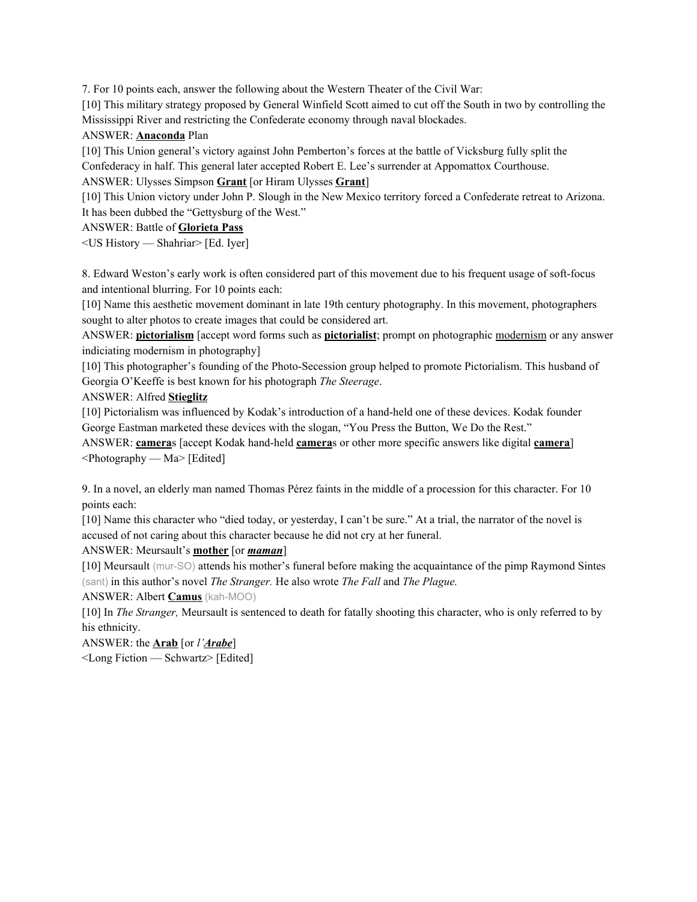7. For 10 points each, answer the following about the Western Theater of the Civil War:

[10] This military strategy proposed by General Winfield Scott aimed to cut off the South in two by controlling the Mississippi River and restricting the Confederate economy through naval blockades.

ANSWER: **<u>Anaconda</u>** Plan

[10] This Union general's victory against John Pemberton's forces at the battle of Vicksburg fully split the Confederacy in half. This general later accepted Robert E. Lee's surrender at Appomattox Courthouse.

ANSWER: Ulysses Simpson **<u>Grant</u>** [or Hiram Ulysses **<u>Grant</u>**]

[10] This Union victory under John P. Slough in the New Mexico territory forced a Confederate retreat to Arizona. It has been dubbed the "Gettysburg of the West."

ANSWER: Battle of **<u>Glorieta Pass</u>**

<US History — Shahriar> [Ed. Iyer]

8. Edward Weston's early work is often considered part of this movement due to his frequent usage of soft-focus and intentional blurring. For 10 points each:

[10] Name this aesthetic movement dominant in late 19th century photography. In this movement, photographers sought to alter photos to create images that could be considered art.

ANSWER: **<u>pictorialism</u>** [accept word forms such as **<u>pictorialist</u>**; prompt on photographic <u>modernism</u> or any answer indiciating modernism in photography]

[10] This photographer's founding of the Photo-Secession group helped to promote Pictorialism. This husband of Georgia O'Keeffe is best known for his photograph *The Steerage*.

ANSWER: Alfred **<u>Stieglitz</u>**

[10] Pictorialism was influenced by Kodak's introduction of a hand-held one of these devices. Kodak founder George Eastman marketed these devices with the slogan, "You Press the Button, We Do the Rest."

ANSWER: **<u>camera</u>**s [accept Kodak hand-held **<u>camera</u>**s or other more specific answers like digital **<u>camera</u>**]

<Photography — Ma> [Edited]

9. In a novel, an elderly man named Thomas Pérez faints in the middle of a procession for this character. For 10 points each:

[10] Name this character who "died today, or yesterday, I can't be sure." At a trial, the narrator of the novel is accused of not caring about this character because he did not cry at her funeral.

ANSWER: Meursault's **<u>mother</u>** [or ***<u>maman</u>***]

[10] Meursault (mur-SO) attends his mother's funeral before making the acquaintance of the pimp Raymond Sintes (sant) in this author's novel *The Stranger.* He also wrote *The Fall* and *The Plague.*

ANSWER: Albert **<u>Camus</u>** (kah-MOO)

[10] In *The Stranger,* Meursault is sentenced to death for fatally shooting this character, who is only referred to by his ethnicity.

ANSWER: the **<u>Arab</u>** [or *l'**<u>Arabe</u>***]

<Long Fiction — Schwartz> [Edited]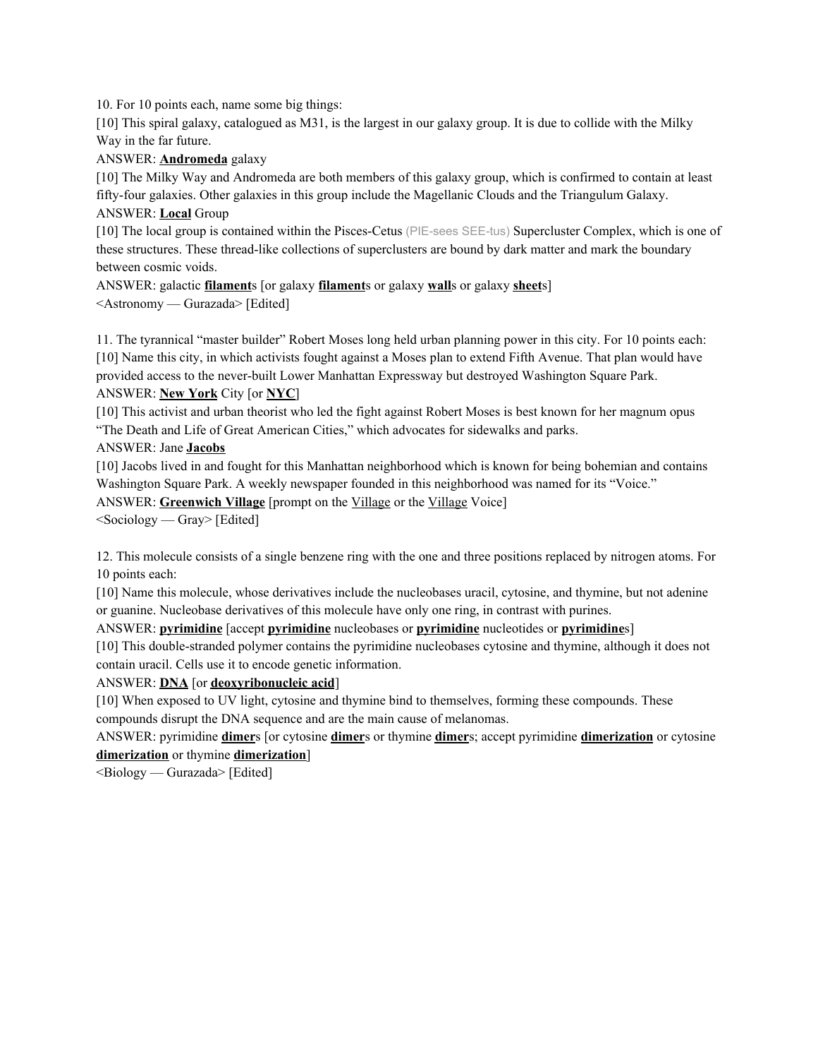10. For 10 points each, name some big things:

[10] This spiral galaxy, catalogued as M31, is the largest in our galaxy group. It is due to collide with the Milky Way in the far future.

ANSWER: **Andromeda** galaxy

[10] The Milky Way and Andromeda are both members of this galaxy group, which is confirmed to contain at least fifty-four galaxies. Other galaxies in this group include the Magellanic Clouds and the Triangulum Galaxy.

ANSWER: **Local** Group

[10] The local group is contained within the Pisces-Cetus (PIE-sees SEE-tus) Supercluster Complex, which is one of these structures. These thread-like collections of superclusters are bound by dark matter and mark the boundary between cosmic voids.

ANSWER: galactic **filament**s [or galaxy **filament**s or galaxy **wall**s or galaxy **sheet**s]

<Astronomy — Gurazada> [Edited]

11. The tyrannical "master builder" Robert Moses long held urban planning power in this city. For 10 points each:

[10] Name this city, in which activists fought against a Moses plan to extend Fifth Avenue. That plan would have provided access to the never-built Lower Manhattan Expressway but destroyed Washington Square Park.

ANSWER: **New York** City [or **NYC**]

[10] This activist and urban theorist who led the fight against Robert Moses is best known for her magnum opus "The Death and Life of Great American Cities," which advocates for sidewalks and parks.

ANSWER: Jane **Jacobs**

[10] Jacobs lived in and fought for this Manhattan neighborhood which is known for being bohemian and contains Washington Square Park. A weekly newspaper founded in this neighborhood was named for its "Voice."

ANSWER: **Greenwich Village** [prompt on the Village or the Village Voice]

<Sociology — Gray> [Edited]

12. This molecule consists of a single benzene ring with the one and three positions replaced by nitrogen atoms. For 10 points each:

[10] Name this molecule, whose derivatives include the nucleobases uracil, cytosine, and thymine, but not adenine or guanine. Nucleobase derivatives of this molecule have only one ring, in contrast with purines.

ANSWER: **pyrimidine** [accept **pyrimidine** nucleobases or **pyrimidine** nucleotides or **pyrimidine**s]

[10] This double-stranded polymer contains the pyrimidine nucleobases cytosine and thymine, although it does not contain uracil. Cells use it to encode genetic information.

ANSWER: **DNA** [or **deoxyribonucleic acid**]

[10] When exposed to UV light, cytosine and thymine bind to themselves, forming these compounds. These compounds disrupt the DNA sequence and are the main cause of melanomas.

ANSWER: pyrimidine **dimer**s [or cytosine **dimer**s or thymine **dimer**s; accept pyrimidine **dimerization** or cytosine **dimerization** or thymine **dimerization**]

<Biology — Gurazada> [Edited]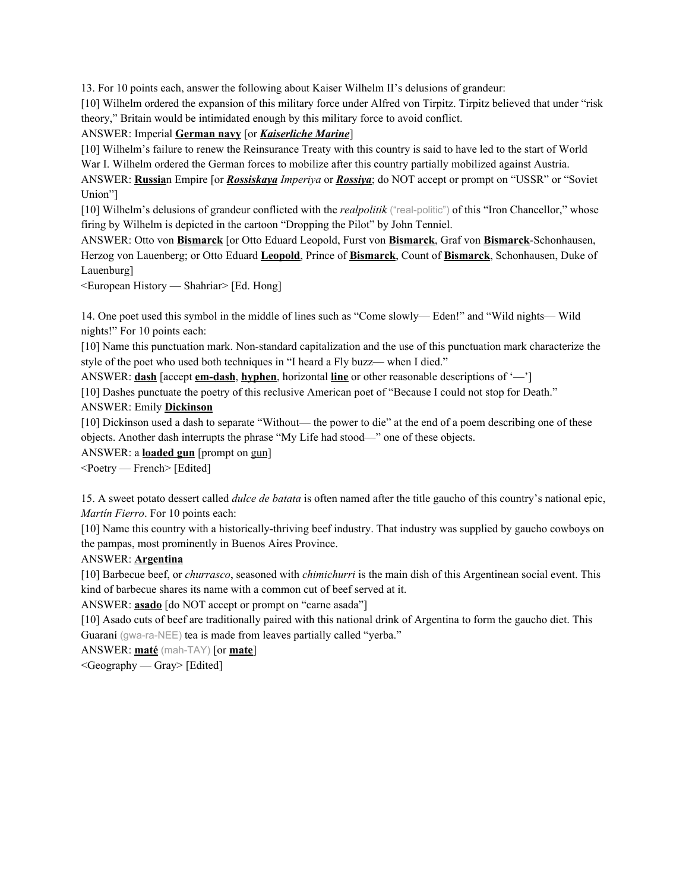13. For 10 points each, answer the following about Kaiser Wilhelm II's delusions of grandeur:

[10] Wilhelm ordered the expansion of this military force under Alfred von Tirpitz. Tirpitz believed that under "risk theory," Britain would be intimidated enough by this military force to avoid conflict.

ANSWER: Imperial **German navy** [or ***Kaiserliche Marine***]

[10] Wilhelm's failure to renew the Reinsurance Treaty with this country is said to have led to the start of World War I. Wilhelm ordered the German forces to mobilize after this country partially mobilized against Austria.

ANSWER: **Russia**n Empire [or ***Rossiskaya*** *Imperiya* or ***Rossiya***; do NOT accept or prompt on "USSR" or "Soviet Union"]

[10] Wilhelm's delusions of grandeur conflicted with the *realpolitik* ("real-politic") of this "Iron Chancellor," whose firing by Wilhelm is depicted in the cartoon "Dropping the Pilot" by John Tenniel.

ANSWER: Otto von **Bismarck** [or Otto Eduard Leopold, Furst von **Bismarck**, Graf von **Bismarck**-Schonhausen, Herzog von Lauenberg; or Otto Eduard **Leopold**, Prince of **Bismarck**, Count of **Bismarck**, Schonhausen, Duke of Lauenburg]

<European History — Shahriar> [Ed. Hong]

14. One poet used this symbol in the middle of lines such as "Come slowly— Eden!" and "Wild nights— Wild nights!" For 10 points each:

[10] Name this punctuation mark. Non-standard capitalization and the use of this punctuation mark characterize the style of the poet who used both techniques in "I heard a Fly buzz— when I died."

ANSWER: **dash** [accept **em-dash**, **hyphen**, horizontal **line** or other reasonable descriptions of '—']

[10] Dashes punctuate the poetry of this reclusive American poet of "Because I could not stop for Death."

ANSWER: Emily **Dickinson**

[10] Dickinson used a dash to separate "Without— the power to die" at the end of a poem describing one of these objects. Another dash interrupts the phrase "My Life had stood—" one of these objects.

ANSWER: a **loaded gun** [prompt on gun]

<Poetry — French> [Edited]

15. A sweet potato dessert called *dulce de batata* is often named after the title gaucho of this country's national epic, *Martín Fierro*. For 10 points each:

[10] Name this country with a historically-thriving beef industry. That industry was supplied by gaucho cowboys on the pampas, most prominently in Buenos Aires Province.

ANSWER: **Argentina**

[10] Barbecue beef, or *churrasco*, seasoned with *chimichurri* is the main dish of this Argentinean social event. This kind of barbecue shares its name with a common cut of beef served at it.

ANSWER: **asado** [do NOT accept or prompt on "carne asada"]

[10] Asado cuts of beef are traditionally paired with this national drink of Argentina to form the gaucho diet. This Guaraní (gwa-ra-NEE) tea is made from leaves partially called "yerba."

ANSWER: **maté** (mah-TAY) [or **mate**]

<Geography — Gray> [Edited]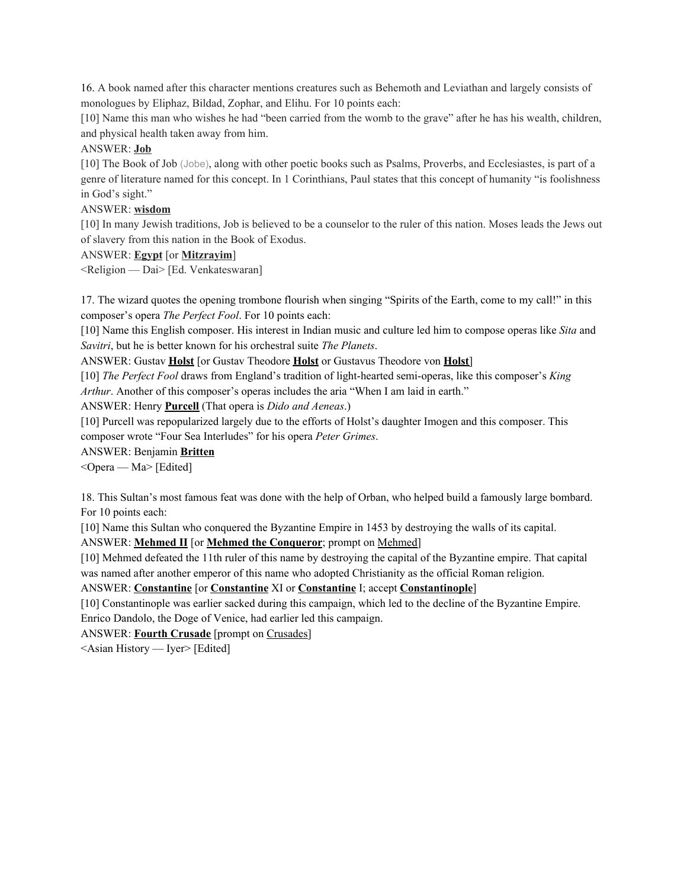16. A book named after this character mentions creatures such as Behemoth and Leviathan and largely consists of monologues by Eliphaz, Bildad, Zophar, and Elihu. For 10 points each:

[10] Name this man who wishes he had "been carried from the womb to the grave" after he has his wealth, children, and physical health taken away from him.

ANSWER: **Job**

[10] The Book of Job (Jobe), along with other poetic books such as Psalms, Proverbs, and Ecclesiastes, is part of a genre of literature named for this concept. In 1 Corinthians, Paul states that this concept of humanity "is foolishness in God's sight."

ANSWER: **wisdom**

[10] In many Jewish traditions, Job is believed to be a counselor to the ruler of this nation. Moses leads the Jews out of slavery from this nation in the Book of Exodus.

ANSWER: **Egypt** [or **Mitzrayim**]

<Religion — Dai> [Ed. Venkateswaran]

17. The wizard quotes the opening trombone flourish when singing "Spirits of the Earth, come to my call!" in this composer's opera *The Perfect Fool*. For 10 points each:

[10] Name this English composer. His interest in Indian music and culture led him to compose operas like *Sita* and *Savitri*, but he is better known for his orchestral suite *The Planets*.

ANSWER: Gustav **Holst** [or Gustav Theodore **Holst** or Gustavus Theodore von **Holst**]

[10] *The Perfect Fool* draws from England's tradition of light-hearted semi-operas, like this composer's *King Arthur*. Another of this composer's operas includes the aria "When I am laid in earth."

ANSWER: Henry **Purcell** (That opera is *Dido and Aeneas*.)

[10] Purcell was repopularized largely due to the efforts of Holst's daughter Imogen and this composer. This composer wrote "Four Sea Interludes" for his opera *Peter Grimes*.

ANSWER: Benjamin **Britten**

<Opera — Ma> [Edited]

18. This Sultan's most famous feat was done with the help of Orban, who helped build a famously large bombard. For 10 points each:

[10] Name this Sultan who conquered the Byzantine Empire in 1453 by destroying the walls of its capital.

ANSWER: **Mehmed II** [or **Mehmed the Conqueror**; prompt on Mehmed]

[10] Mehmed defeated the 11th ruler of this name by destroying the capital of the Byzantine empire. That capital was named after another emperor of this name who adopted Christianity as the official Roman religion.

ANSWER: **Constantine** [or **Constantine** XI or **Constantine** I; accept **Constantinople**]

[10] Constantinople was earlier sacked during this campaign, which led to the decline of the Byzantine Empire. Enrico Dandolo, the Doge of Venice, had earlier led this campaign.

ANSWER: **Fourth Crusade** [prompt on Crusades]

<Asian History — Iyer> [Edited]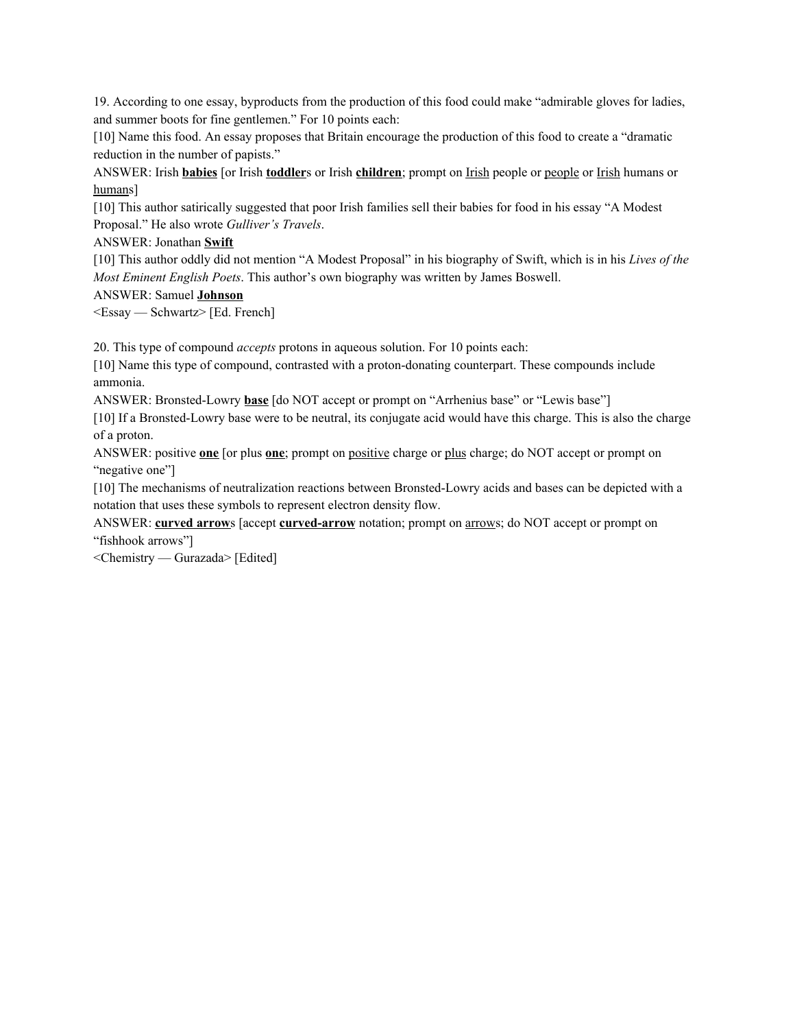19. According to one essay, byproducts from the production of this food could make "admirable gloves for ladies, and summer boots for fine gentlemen." For 10 points each:

[10] Name this food. An essay proposes that Britain encourage the production of this food to create a "dramatic reduction in the number of papists."

ANSWER: Irish **babies** [or Irish **toddler**s or Irish **children**; prompt on Irish people or people or Irish humans or humans]

[10] This author satirically suggested that poor Irish families sell their babies for food in his essay "A Modest Proposal." He also wrote *Gulliver's Travels*.

ANSWER: Jonathan **Swift**

[10] This author oddly did not mention "A Modest Proposal" in his biography of Swift, which is in his *Lives of the Most Eminent English Poets*. This author's own biography was written by James Boswell.

ANSWER: Samuel **Johnson**

<Essay — Schwartz> [Ed. French]

20. This type of compound *accepts* protons in aqueous solution. For 10 points each:

[10] Name this type of compound, contrasted with a proton-donating counterpart. These compounds include ammonia.

ANSWER: Bronsted-Lowry **base** [do NOT accept or prompt on "Arrhenius base" or "Lewis base"]

[10] If a Bronsted-Lowry base were to be neutral, its conjugate acid would have this charge. This is also the charge of a proton.

ANSWER: positive **one** [or plus **one**; prompt on positive charge or plus charge; do NOT accept or prompt on "negative one"]

[10] The mechanisms of neutralization reactions between Bronsted-Lowry acids and bases can be depicted with a notation that uses these symbols to represent electron density flow.

ANSWER: **curved arrow**s [accept **curved-arrow** notation; prompt on arrows; do NOT accept or prompt on "fishhook arrows"]

<Chemistry — Gurazada> [Edited]